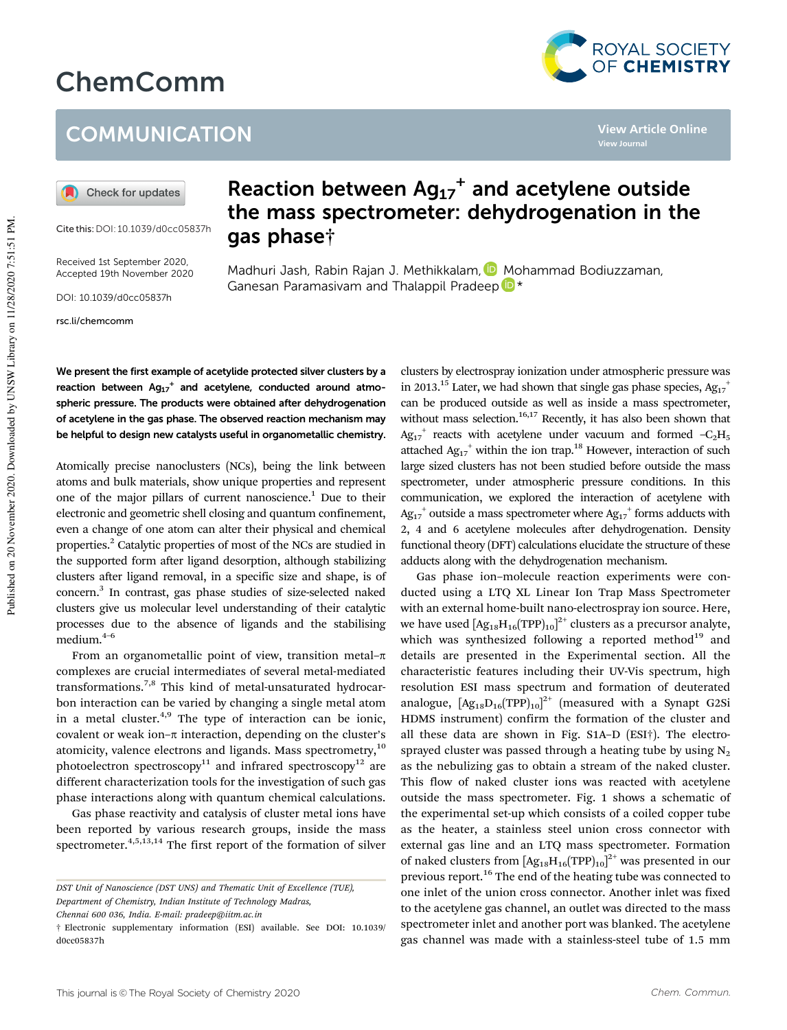# Reaction between $Ag_{17}^{+}$ and acetylene outside the mass spectrometer: dehydrogenation in the gas phase†

Madhuri Jash, Rabin Rajan J. Methikkalam, Mohammad Bodiuzzaman, Ganesan Paramasivam and Thalappil Pradeep *

Cite this: DOI: 10.1039/d0cc05837h

Received 1st September 2020, Accepted 19th November 2020

DOI: 10.1039/d0cc05837h

rsc.li/chemcomm

**We present the first example of acetylide protected silver clusters by a reaction between $Ag_{17}^{+}$ and acetylene, conducted around atmospheric pressure. The products were obtained after dehydrogenation of acetylene in the gas phase. The observed reaction mechanism may be helpful to design new catalysts useful in organometallic chemistry.**

Atomically precise nanoclusters (NCs), being the link between atoms and bulk materials, show unique properties and represent one of the major pillars of current nanoscience.[1] Due to their electronic and geometric shell closing and quantum confinement, even a change of one atom can alter their physical and chemical properties.[2] Catalytic properties of most of the NCs are studied in the supported form after ligand desorption, although stabilizing clusters after ligand removal, in a specific size and shape, is of concern.[3] In contrast, gas phase studies of size-selected naked clusters give us molecular level understanding of their catalytic processes due to the absence of ligands and the stabilising medium.[4–6]

From an organometallic point of view, transition metal–π complexes are crucial intermediates of several metal-mediated transformations.[7,8] This kind of metal-unsaturated hydrocarbon interaction can be varied by changing a single metal atom in a metal cluster.[4,9] The type of interaction can be ionic, covalent or weak ion–π interaction, depending on the cluster's atomicity, valence electrons and ligands. Mass spectrometry,[10] photoelectron spectroscopy[11] and infrared spectroscopy[12] are different characterization tools for the investigation of such gas phase interactions along with quantum chemical calculations.

Gas phase reactivity and catalysis of cluster metal ions have been reported by various research groups, inside the mass spectrometer.[4,5,13,14] The first report of the formation of silver clusters by electrospray ionization under atmospheric pressure was in 2013.[15] Later, we had shown that single gas phase species, $Ag_{17}^{+}$ can be produced outside as well as inside a mass spectrometer, without mass selection.[16,17] Recently, it has also been shown that $Ag_{17}^{+}$ reacts with acetylene under vacuum and formed $-C_2H_5$ attached $Ag_{17}^{+}$ within the ion trap.[18] However, interaction of such large sized clusters has not been studied before outside the mass spectrometer, under atmospheric pressure conditions. In this communication, we explored the interaction of acetylene with $Ag_{17}^{+}$ outside a mass spectrometer where $Ag_{17}^{+}$ forms adducts with 2, 4 and 6 acetylene molecules after dehydrogenation. Density functional theory (DFT) calculations elucidate the structure of these adducts along with the dehydrogenation mechanism.

Gas phase ion–molecule reaction experiments were conducted using a LTQ XL Linear Ion Trap Mass Spectrometer with an external home-built nano-electrospray ion source. Here, we have used $[Ag_{18}H_{16}(TPP)_{10}]^{2+}$ clusters as a precursor analyte, which was synthesized following a reported method[19] and details are presented in the Experimental section. All the characteristic features including their UV-Vis spectrum, high resolution ESI mass spectrum and formation of deuterated analogue, $[Ag_{18}D_{16}(TPP)_{10}]^{2+}$ (measured with a Synapt G2Si HDMS instrument) confirm the formation of the cluster and all these data are shown in Fig. S1A–D (ESI†). The electrosprayed cluster was passed through a heating tube by using $N_2$ as the nebulizing gas to obtain a stream of the naked cluster. This flow of naked cluster ions was reacted with acetylene outside the mass spectrometer. Fig. 1 shows a schematic of the experimental set-up which consists of a coiled copper tube as the heater, a stainless steel union cross connector with external gas line and an LTQ mass spectrometer. Formation of naked clusters from $[Ag_{18}H_{16}(TPP)_{10}]^{2+}$ was presented in our previous report.[16] The end of the heating tube was connected to one inlet of the union cross connector. Another inlet was fixed to the acetylene gas channel, an outlet was directed to the mass spectrometer inlet and another port was blanked. The acetylene gas channel was made with a stainless-steel tube of 1.5 mm

DST Unit of Nanoscience (DST UNS) and Thematic Unit of Excellence (TUE), Department of Chemistry, Indian Institute of Technology Madras, Chennai 600 036, India. E-mail: pradeep@iitm.ac.in

† Electronic supplementary information (ESI) available. See DOI: 10.1039/d0cc05837h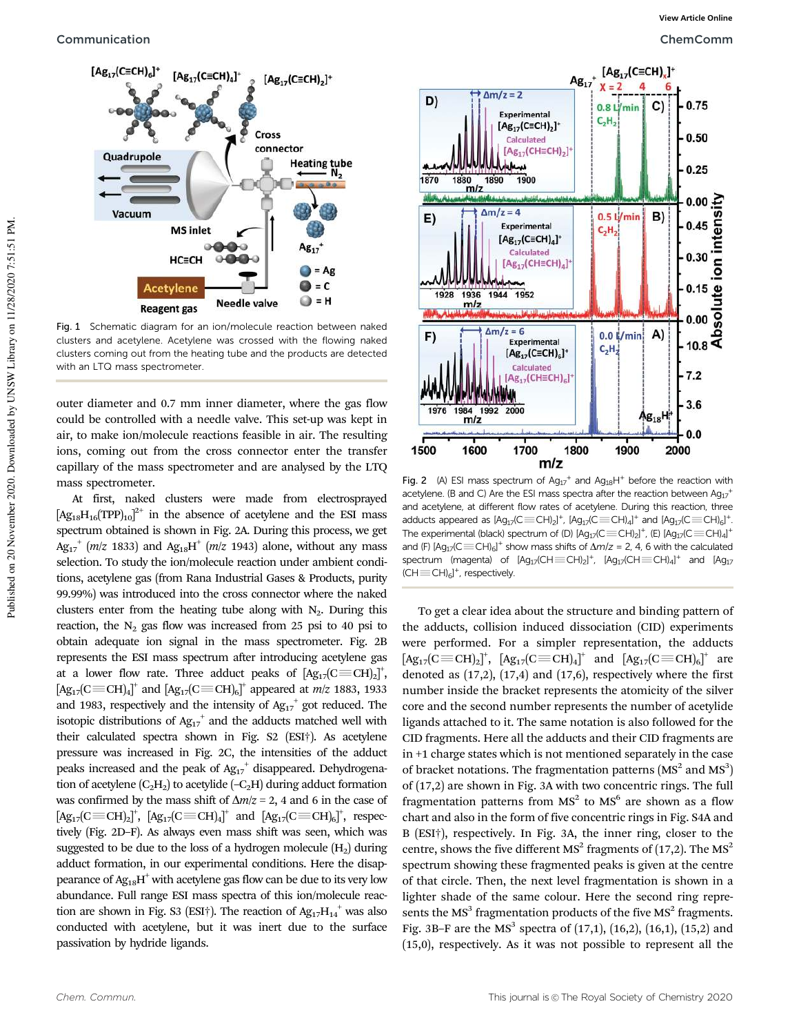Fig. 1 Schematic diagram for an ion/molecule reaction between naked clusters and acetylene. Acetylene was crossed with the flowing naked clusters coming out from the heating tube and the products are detected with an LTQ mass spectrometer.

outer diameter and 0.7 mm inner diameter, where the gas flow could be controlled with a needle valve. This set-up was kept in air, to make ion/molecule reactions feasible in air. The resulting ions, coming out from the cross connector enter the transfer capillary of the mass spectrometer and are analysed by the LTQ mass spectrometer.

At first, naked clusters were made from electrosprayed $[Ag_{18}H_{16}(TPP)_{10}]^{2+}$ in the absence of acetylene and the ESI mass spectrum obtained is shown in Fig. 2A. During this process, we get $Ag_{17}^{+}$ (*m/z* 1833) and $Ag_{18}H^{+}$ (*m/z* 1943) alone, without any mass selection. To study the ion/molecule reaction under ambient conditions, acetylene gas (from Rana Industrial Gases & Products, purity 99.99%) was introduced into the cross connector where the naked clusters enter from the heating tube along with $N_2$. During this reaction, the $N_2$ gas flow was increased from 25 psi to 40 psi to obtain adequate ion signal in the mass spectrometer. Fig. 2B represents the ESI mass spectrum after introducing acetylene gas at a lower flow rate. Three adduct peaks of $[Ag_{17}(C{\equiv}CH)_2]^{+}$, $[Ag_{17}(C{\equiv}CH)_4]^{+}$ and $[Ag_{17}(C{\equiv}CH)_6]^{+}$ appeared at *m/z* 1883, 1933 and 1983, respectively and the intensity of $Ag_{17}^{+}$ got reduced. The isotopic distributions of $Ag_{17}^{+}$ and the adducts matched well with their calculated spectra shown in Fig. S2 (ESI†). As acetylene pressure was increased in Fig. 2C, the intensities of the adduct peaks increased and the peak of $Ag_{17}^{+}$ disappeared. Dehydrogenation of acetylene ($C_2H_2$) to acetylide ($-C_2H$) during adduct formation was confirmed by the mass shift of $\Delta m/z$ = 2, 4 and 6 in the case of $[Ag_{17}(C{\equiv}CH)_2]^{+}$, $[Ag_{17}(C{\equiv}CH)_4]^{+}$ and $[Ag_{17}(C{\equiv}CH)_6]^{+}$, respectively (Fig. 2D–F). As always even mass shift was seen, which was suggested to be due to the loss of a hydrogen molecule ($H_2$) during adduct formation, in our experimental conditions. Here the disappearance of $Ag_{18}H^{+}$ with acetylene gas flow can be due to its very low abundance. Full range ESI mass spectra of this ion/molecule reaction are shown in Fig. S3 (ESI†). The reaction of $Ag_{17}H_{14}^{+}$ was also conducted with acetylene, but it was inert due to the surface passivation by hydride ligands.

Fig. 2 (A) ESI mass spectrum of $Ag_{17}^{+}$ and $Ag_{18}H^{+}$ before the reaction with acetylene. (B and C) Are the ESI mass spectra after the reaction between $Ag_{17}^{+}$ and acetylene, at different flow rates of acetylene. During this reaction, three adducts appeared as $[Ag_{17}(C{\equiv}CH)_2]^{+}$, $[Ag_{17}(C{\equiv}CH)_4]^{+}$ and $[Ag_{17}(C{\equiv}CH)_6]^{+}$. The experimental (black) spectrum of (D) $[Ag_{17}(C{\equiv}CH)_2]^{+}$, (E) $[Ag_{17}(C{\equiv}CH)_4]^{+}$ and (F) $[Ag_{17}(C{\equiv}CH)_6]^{+}$ show mass shifts of $\Delta m/z$ = 2, 4, 6 with the calculated spectrum (magenta) of $[Ag_{17}(CH{\equiv}CH)_2]^{+}$, $[Ag_{17}(CH{\equiv}CH)_4]^{+}$ and $[Ag_{17}(CH{\equiv}CH)_6]^{+}$, respectively.

To get a clear idea about the structure and binding pattern of the adducts, collision induced dissociation (CID) experiments were performed. For a simpler representation, the adducts $[Ag_{17}(C{\equiv}CH)_2]^{+}$, $[Ag_{17}(C{\equiv}CH)_4]^{+}$ and $[Ag_{17}(C{\equiv}CH)_6]^{+}$ are denoted as (17,2), (17,4) and (17,6), respectively where the first number inside the bracket represents the atomicity of the silver core and the second number represents the number of acetylide ligands attached to it. The same notation is also followed for the CID fragments. Here all the adducts and their CID fragments are in +1 charge states which is not mentioned separately in the case of bracket notations. The fragmentation patterns ($MS^2$ and $MS^3$) of (17,2) are shown in Fig. 3A with two concentric rings. The full fragmentation patterns from $MS^2$ to $MS^6$ are shown as a flow chart and also in the form of five concentric rings in Fig. S4A and B (ESI†), respectively. In Fig. 3A, the inner ring, closer to the centre, shows the five different $MS^2$ fragments of (17,2). The $MS^2$ spectrum showing these fragmented peaks is given at the centre of that circle. Then, the next level fragmentation is shown in a lighter shade of the same colour. Here the second ring represents the $MS^3$ fragmentation products of the five $MS^2$ fragments. Fig. 3B–F are the $MS^3$ spectra of (17,1), (16,2), (16,1), (15,2) and (15,0), respectively. As it was not possible to represent all the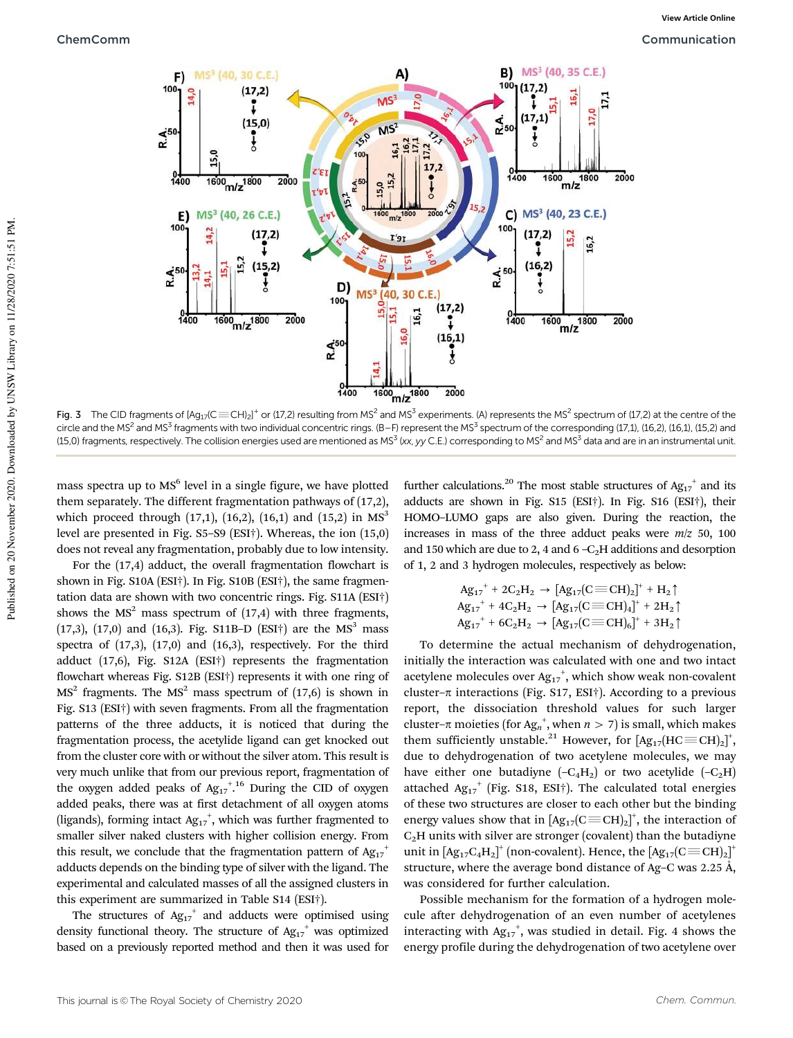Fig. 3 The CID fragments of $[Ag_{17}(C{\equiv}CH)_2]^+$ or (17,2) resulting from $MS^2$ and $MS^3$ experiments. (A) represents the $MS^2$ spectrum of (17,2) at the centre of the circle and the $MS^2$ and $MS^3$ fragments with two individual concentric rings. (B–F) represent the $MS^3$ spectrum of the corresponding (17,1), (16,2), (16,1), (15,2) and (15,0) fragments, respectively. The collision energies used are mentioned as $MS^3$ (*xx*, *yy* C.E.) corresponding to $MS^2$ and $MS^3$ data and are in an instrumental unit.

mass spectra up to $MS^6$ level in a single figure, we have plotted them separately. The different fragmentation pathways of (17,2), which proceed through (17,1), (16,2), (16,1) and (15,2) in $MS^3$ level are presented in Fig. S5–S9 (ESI†). Whereas, the ion (15,0) does not reveal any fragmentation, probably due to low intensity.

For the (17,4) adduct, the overall fragmentation flowchart is shown in Fig. S10A (ESI†). In Fig. S10B (ESI†), the same fragmentation data are shown with two concentric rings. Fig. S11A (ESI†) shows the $MS^2$ mass spectrum of (17,4) with three fragments, (17,3), (17,0) and (16,3). Fig. S11B–D (ESI†) are the $MS^3$ mass spectra of (17,3), (17,0) and (16,3), respectively. For the third adduct (17,6), Fig. S12A (ESI†) represents the fragmentation flowchart whereas Fig. S12B (ESI†) represents it with one ring of $MS^2$ fragments. The $MS^2$ mass spectrum of (17,6) is shown in Fig. S13 (ESI†) with seven fragments. From all the fragmentation patterns of the three adducts, it is noticed that during the fragmentation process, the acetylide ligand can get knocked out from the cluster core with or without the silver atom. This result is very much unlike that from our previous report, fragmentation of the oxygen added peaks of $Ag_{17}^+$.[16] During the CID of oxygen added peaks, there was at first detachment of all oxygen atoms (ligands), forming intact $Ag_{17}^+$, which was further fragmented to smaller silver naked clusters with higher collision energy. From this result, we conclude that the fragmentation pattern of $Ag_{17}^+$ adducts depends on the binding type of silver with the ligand. The experimental and calculated masses of all the assigned clusters in this experiment are summarized in Table S14 (ESI†).

The structures of $Ag_{17}^+$ and adducts were optimised using density functional theory. The structure of $Ag_{17}^+$ was optimized based on a previously reported method and then it was used for further calculations.[20] The most stable structures of $Ag_{17}^+$ and its adducts are shown in Fig. S15 (ESI†). In Fig. S16 (ESI†), their HOMO–LUMO gaps are also given. During the reaction, the increases in mass of the three adduct peaks were *m*/*z* 50, 100 and 150 which are due to 2, 4 and 6 $-C_2H$ additions and desorption of 1, 2 and 3 hydrogen molecules, respectively as below:

$$Ag_{17}^+ + 2C_2H_2 \rightarrow [Ag_{17}(C{\equiv}CH)_2]^+ + H_2\uparrow$$
$$Ag_{17}^+ + 4C_2H_2 \rightarrow [Ag_{17}(C{\equiv}CH)_4]^+ + 2H_2\uparrow$$
$$Ag_{17}^+ + 6C_2H_2 \rightarrow [Ag_{17}(C{\equiv}CH)_6]^+ + 3H_2\uparrow$$

To determine the actual mechanism of dehydrogenation, initially the interaction was calculated with one and two intact acetylene molecules over $Ag_{17}^+$, which show weak non-covalent cluster–π interactions (Fig. S17, ESI†). According to a previous report, the dissociation threshold values for such larger cluster–π moieties (for $Ag_n^+$, when $n > 7$) is small, which makes them sufficiently unstable.[21] However, for $[Ag_{17}(HC{\equiv}CH)_2]^+$, due to dehydrogenation of two acetylene molecules, we may have either one butadiyne ($-C_4H_2$) or two acetylide ($-C_2H$) attached $Ag_{17}^+$ (Fig. S18, ESI†). The calculated total energies of these two structures are closer to each other but the binding energy values show that in $[Ag_{17}(C{\equiv}CH)_2]^+$, the interaction of $C_2H$ units with silver are stronger (covalent) than the butadiyne unit in $[Ag_{17}C_4H_2]^+$ (non-covalent). Hence, the $[Ag_{17}(C{\equiv}CH)_2]^+$ structure, where the average bond distance of Ag–C was 2.25 Å, was considered for further calculation.

Possible mechanism for the formation of a hydrogen molecule after dehydrogenation of an even number of acetylenes interacting with $Ag_{17}^+$, was studied in detail. Fig. 4 shows the energy profile during the dehydrogenation of two acetylene over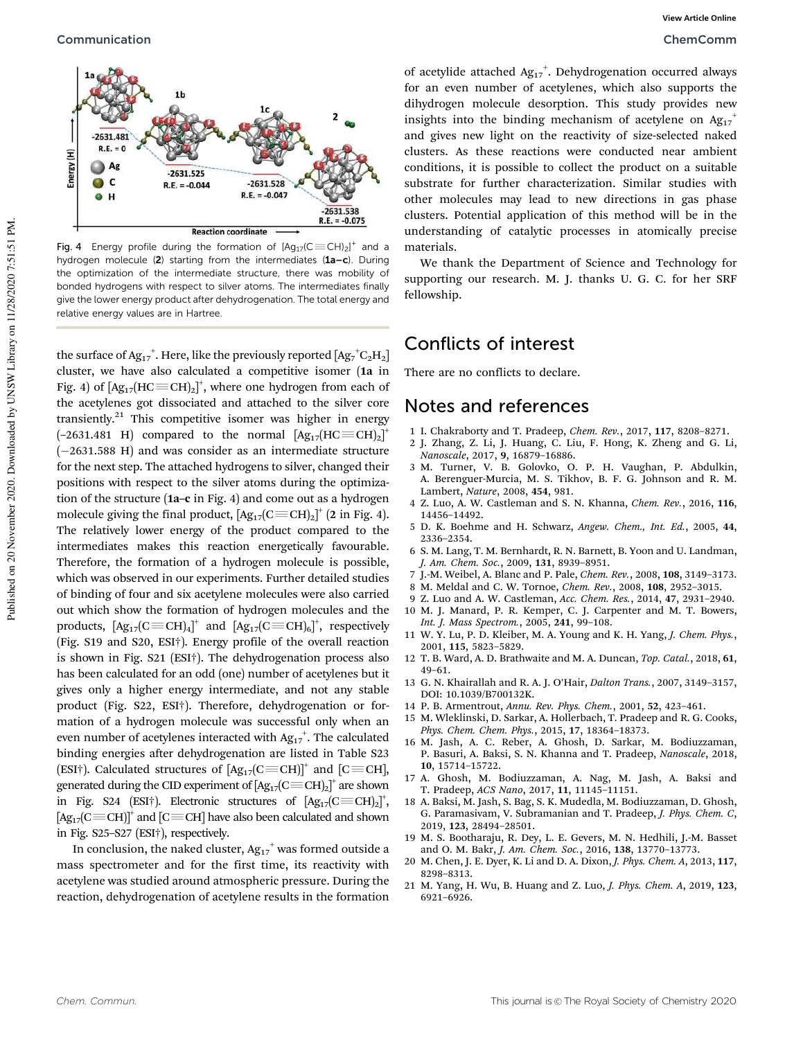1a

1b

1c

2

Energy (H)

-2631.481
R.E. = 0

Ag

C

H

-2631.525
R.E. = -0.044

-2631.528
R.E. = -0.047

-2631.538
R.E. = -0.075

Reaction coordinate

Fig. 4 Energy profile during the formation of $[Ag_{17}(C{\equiv}CH)_2]^+$ and a hydrogen molecule (**2**) starting from the intermediates (**1a–c**). During the optimization of the intermediate structure, there was mobility of bonded hydrogens with respect to silver atoms. The intermediates finally give the lower energy product after dehydrogenation. The total energy and relative energy values are in Hartree.

the surface of $Ag_{17}^+$. Here, like the previously reported $[Ag_7^+C_2H_2]$ cluster, we have also calculated a competitive isomer (**1a** in Fig. 4) of $[Ag_{17}(HC{\equiv}CH)_2]^+$, where one hydrogen from each of the acetylenes got dissociated and attached to the silver core transiently.[21] This competitive isomer was higher in energy (−2631.481 H) compared to the normal $[Ag_{17}(HC{\equiv}CH)_2]^+$ (−2631.588 H) and was consider as an intermediate structure for the next step. The attached hydrogens to silver, changed their positions with respect to the silver atoms during the optimization of the structure (**1a–c** in Fig. 4) and come out as a hydrogen molecule giving the final product, $[Ag_{17}(C{\equiv}CH)_2]^+$ (**2** in Fig. 4). The relatively lower energy of the product compared to the intermediates makes this reaction energetically favourable. Therefore, the formation of a hydrogen molecule is possible, which was observed in our experiments. Further detailed studies of binding of four and six acetylene molecules were also carried out which show the formation of hydrogen molecules and the products, $[Ag_{17}(C{\equiv}CH)_4]^+$ and $[Ag_{17}(C{\equiv}CH)_6]^+$, respectively (Fig. S19 and S20, ESI†). Energy profile of the overall reaction is shown in Fig. S21 (ESI†). The dehydrogenation process also has been calculated for an odd (one) number of acetylenes but it gives only a higher energy intermediate, and not any stable product (Fig. S22, ESI†). Therefore, dehydrogenation or formation of a hydrogen molecule was successful only when an even number of acetylenes interacted with $Ag_{17}^+$. The calculated binding energies after dehydrogenation are listed in Table S23 (ESI†). Calculated structures of $[Ag_{17}(C{\equiv}CH)]^+$ and $[C{\equiv}CH]$, generated during the CID experiment of $[Ag_{17}(C{\equiv}CH)_2]^+$ are shown in Fig. S24 (ESI†). Electronic structures of $[Ag_{17}(C{\equiv}CH)_2]^+$, $[Ag_{17}(C{\equiv}CH)]^+$ and $[C{\equiv}CH]$ have also been calculated and shown in Fig. S25–S27 (ESI†), respectively.

In conclusion, the naked cluster, $Ag_{17}^+$ was formed outside a mass spectrometer and for the first time, its reactivity with acetylene was studied around atmospheric pressure. During the reaction, dehydrogenation of acetylene results in the formation of acetylide attached $Ag_{17}^+$. Dehydrogenation occurred always for an even number of acetylenes, which also supports the dihydrogen molecule desorption. This study provides new insights into the binding mechanism of acetylene on $Ag_{17}^+$ and gives new light on the reactivity of size-selected naked clusters. As these reactions were conducted near ambient conditions, it is possible to collect the product on a suitable substrate for further characterization. Similar studies with other molecules may lead to new directions in gas phase clusters. Potential application of this method will be in the understanding of catalytic processes in atomically precise materials.

We thank the Department of Science and Technology for supporting our research. M. J. thanks U. G. C. for her SRF fellowship.

## Conflicts of interest

There are no conflicts to declare.

## Notes and references

1. I. Chakraborty and T. Pradeep, *Chem. Rev.*, 2017, **117**, 8208–8271.
2. J. Zhang, Z. Li, J. Huang, C. Liu, F. Hong, K. Zheng and G. Li, *Nanoscale*, 2017, **9**, 16879–16886.
3. M. Turner, V. B. Golovko, O. P. H. Vaughan, P. Abdulkin, A. Berenguer-Murcia, M. S. Tikhov, B. F. G. Johnson and R. M. Lambert, *Nature*, 2008, **454**, 981.
4. Z. Luo, A. W. Castleman and S. N. Khanna, *Chem. Rev.*, 2016, **116**, 14456–14492.
5. D. K. Boehme and H. Schwarz, *Angew. Chem., Int. Ed.*, 2005, **44**, 2336–2354.
6. S. M. Lang, T. M. Bernhardt, R. N. Barnett, B. Yoon and U. Landman, *J. Am. Chem. Soc.*, 2009, **131**, 8939–8951.
7. J.-M. Weibel, A. Blanc and P. Pale, *Chem. Rev.*, 2008, **108**, 3149–3173.
8. M. Meldal and C. W. Tornoe, *Chem. Rev.*, 2008, **108**, 2952–3015.
9. Z. Luo and A. W. Castleman, *Acc. Chem. Res.*, 2014, **47**, 2931–2940.
10. M. J. Manard, P. R. Kemper, C. J. Carpenter and M. T. Bowers, *Int. J. Mass Spectrom.*, 2005, **241**, 99–108.
11. W. Y. Lu, P. D. Kleiber, M. A. Young and K. H. Yang, *J. Chem. Phys.*, 2001, **115**, 5823–5829.
12. T. B. Ward, A. D. Brathwaite and M. A. Duncan, *Top. Catal.*, 2018, **61**, 49–61.
13. G. N. Khairallah and R. A. J. O'Hair, *Dalton Trans.*, 2007, 3149–3157, DOI: 10.1039/B700132K.
14. P. B. Armentrout, *Annu. Rev. Phys. Chem.*, 2001, **52**, 423–461.
15. M. Wleklinski, D. Sarkar, A. Hollerbach, T. Pradeep and R. G. Cooks, *Phys. Chem. Chem. Phys.*, 2015, **17**, 18364–18373.
16. M. Jash, A. C. Reber, A. Ghosh, D. Sarkar, M. Bodiuzzaman, P. Basuri, A. Baksi, S. N. Khanna and T. Pradeep, *Nanoscale*, 2018, **10**, 15714–15722.
17. A. Ghosh, M. Bodiuzzaman, A. Nag, M. Jash, A. Baksi and T. Pradeep, *ACS Nano*, 2017, **11**, 11145–11151.
18. A. Baksi, M. Jash, S. Bag, S. K. Mudedla, M. Bodiuzzaman, D. Ghosh, G. Paramasivam, V. Subramanian and T. Pradeep, *J. Phys. Chem. C*, 2019, **123**, 28494–28501.
19. M. S. Bootharaju, R. Dey, L. E. Gevers, M. N. Hedhili, J.-M. Basset and O. M. Bakr, *J. Am. Chem. Soc.*, 2016, **138**, 13770–13773.
20. M. Chen, J. E. Dyer, K. Li and D. A. Dixon, *J. Phys. Chem. A*, 2013, **117**, 8298–8313.
21. M. Yang, H. Wu, B. Huang and Z. Luo, *J. Phys. Chem. A*, 2019, **123**, 6921–6926.